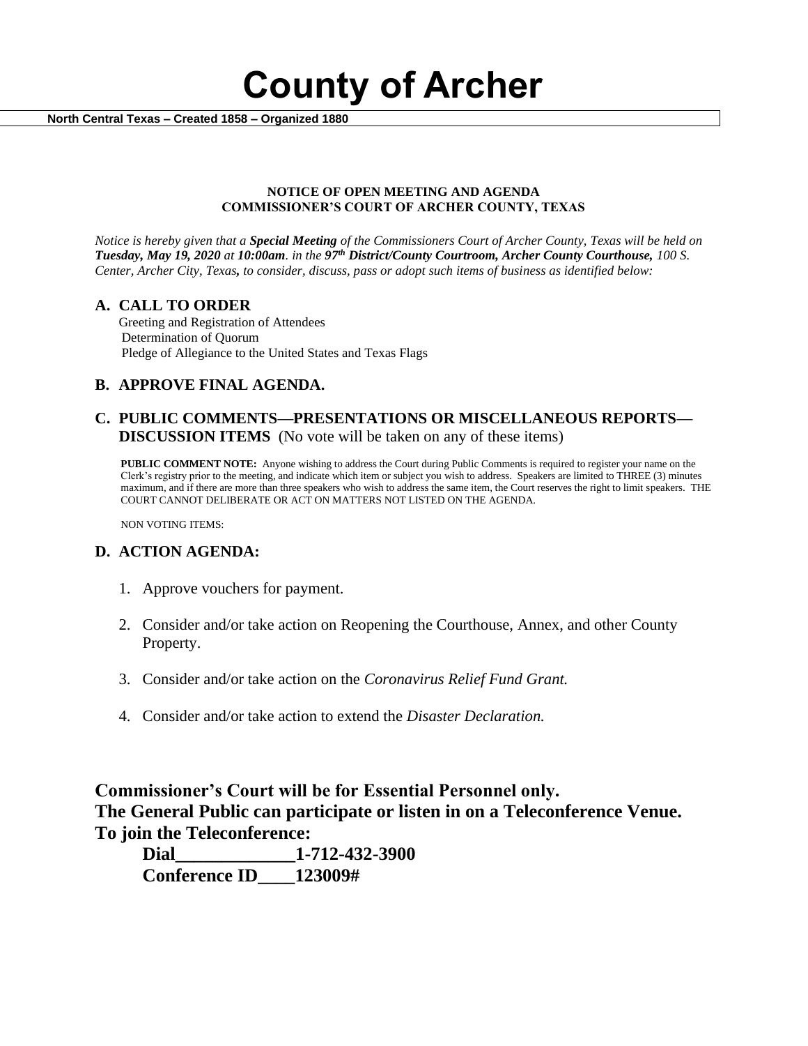# County of Archer

**North Central Texas – Created 1858 – Organized 1880**

**NOTICE OF OPEN MEETING AND AGENDA**
**COMMISSIONER'S COURT OF ARCHER COUNTY, TEXAS**

*Notice is hereby given that a **Special Meeting** of the Commissioners Court of Archer County, Texas will be held on **Tuesday, May 19, 2020** at **10:00am**. in the **97th District/County Courtroom, Archer County Courthouse,** 100 S. Center, Archer City, Texas**,** to consider, discuss, pass or adopt such items of business as identified below:*

## A. CALL TO ORDER

Greeting and Registration of Attendees
Determination of Quorum
Pledge of Allegiance to the United States and Texas Flags

## B. APPROVE FINAL AGENDA.

## C. PUBLIC COMMENTS—PRESENTATIONS OR MISCELLANEOUS REPORTS—DISCUSSION ITEMS (No vote will be taken on any of these items)

**PUBLIC COMMENT NOTE:** Anyone wishing to address the Court during Public Comments is required to register your name on the Clerk's registry prior to the meeting, and indicate which item or subject you wish to address. Speakers are limited to THREE (3) minutes maximum, and if there are more than three speakers who wish to address the same item, the Court reserves the right to limit speakers. THE COURT CANNOT DELIBERATE OR ACT ON MATTERS NOT LISTED ON THE AGENDA.

NON VOTING ITEMS:

## D. ACTION AGENDA:

1. Approve vouchers for payment.
2. Consider and/or take action on Reopening the Courthouse, Annex, and other County Property.
3. Consider and/or take action on the *Coronavirus Relief Fund Grant.*
4. Consider and/or take action to extend the *Disaster Declaration.*

**Commissioner's Court will be for Essential Personnel only.**
**The General Public can participate or listen in on a Teleconference Venue.**
**To join the Teleconference:**

**Dial_____________1-712-432-3900**
**Conference ID____123009#**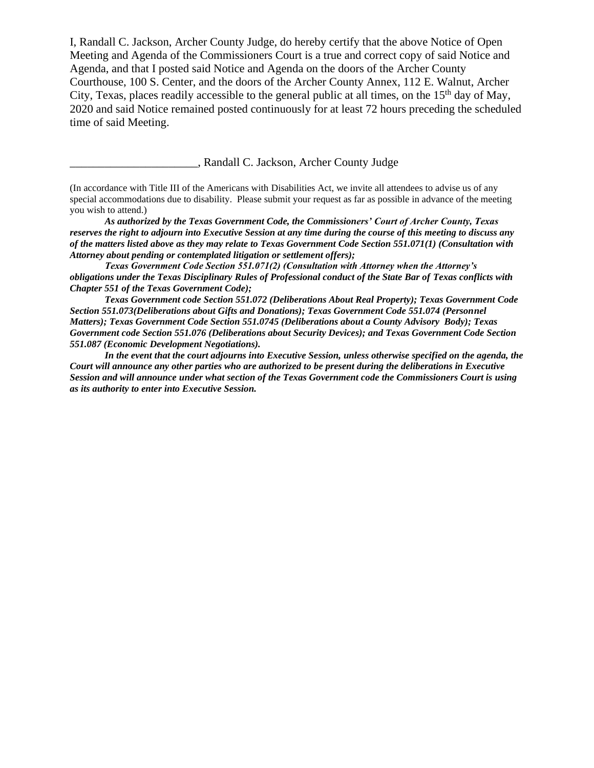I, Randall C. Jackson, Archer County Judge, do hereby certify that the above Notice of Open Meeting and Agenda of the Commissioners Court is a true and correct copy of said Notice and Agenda, and that I posted said Notice and Agenda on the doors of the Archer County Courthouse, 100 S. Center, and the doors of the Archer County Annex, 112 E. Walnut, Archer City, Texas, places readily accessible to the general public at all times, on the 15th day of May, 2020 and said Notice remained posted continuously for at least 72 hours preceding the scheduled time of said Meeting.

______________________, Randall C. Jackson, Archer County Judge

(In accordance with Title III of the Americans with Disabilities Act, we invite all attendees to advise us of any special accommodations due to disability. Please submit your request as far as possible in advance of the meeting you wish to attend.)

***As authorized by the Texas Government Code, the Commissioners' Court of Archer County, Texas reserves the right to adjourn into Executive Session at any time during the course of this meeting to discuss any of the matters listed above as they may relate to Texas Government Code Section 551.071(1) (Consultation with Attorney about pending or contemplated litigation or settlement offers);***

***Texas Government Code Section 551.071(2) (Consultation with Attorney when the Attorney's obligations under the Texas Disciplinary Rules of Professional conduct of the State Bar of Texas conflicts with Chapter 551 of the Texas Government Code);***

***Texas Government code Section 551.072 (Deliberations About Real Property); Texas Government Code Section 551.073(Deliberations about Gifts and Donations); Texas Government Code 551.074 (Personnel Matters); Texas Government Code Section 551.0745 (Deliberations about a County Advisory Body); Texas Government code Section 551.076 (Deliberations about Security Devices); and Texas Government Code Section 551.087 (Economic Development Negotiations).***

***In the event that the court adjourns into Executive Session, unless otherwise specified on the agenda, the Court will announce any other parties who are authorized to be present during the deliberations in Executive Session and will announce under what section of the Texas Government code the Commissioners Court is using as its authority to enter into Executive Session.***